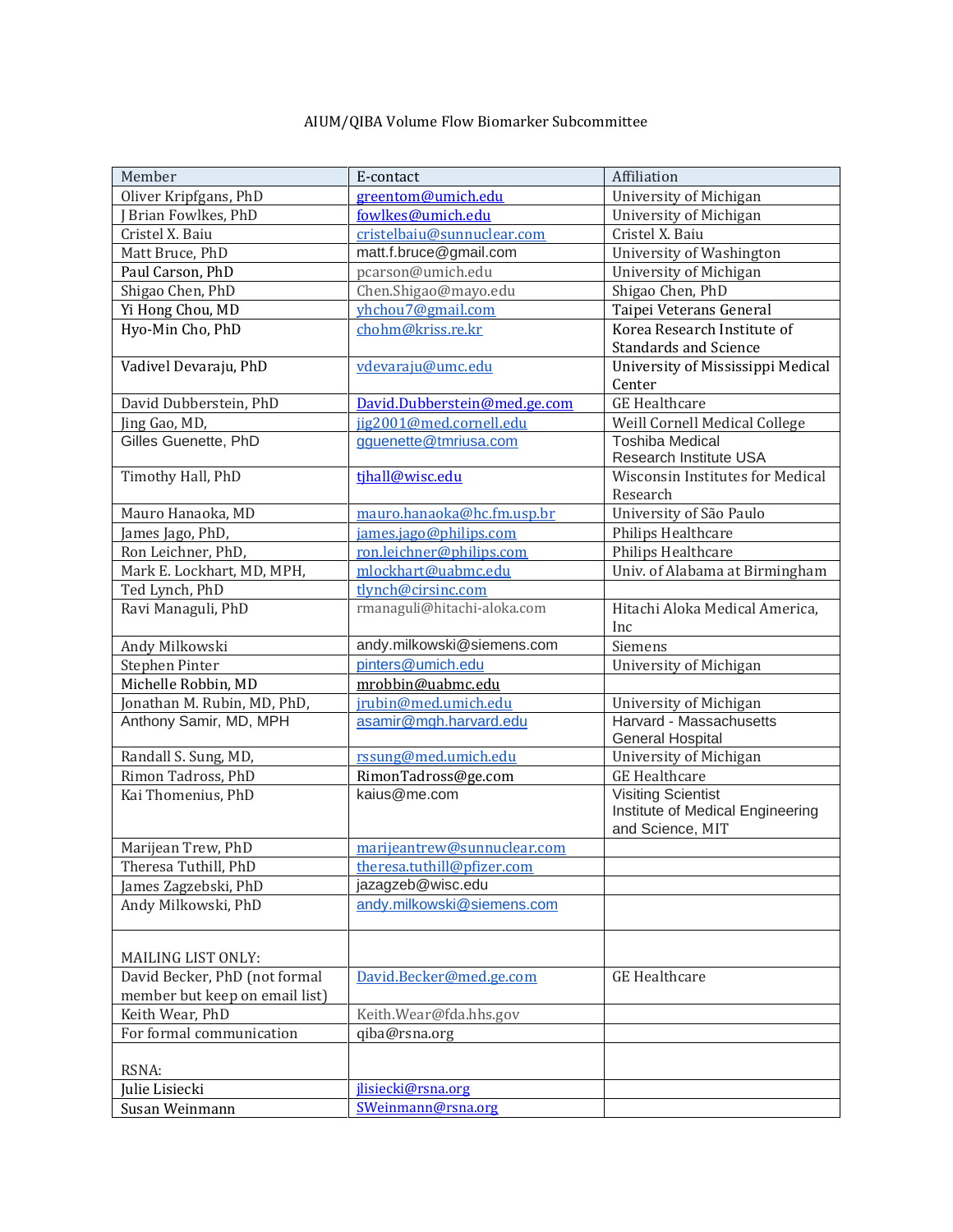AIUM/QIBA Volume Flow Biomarker Subcommittee

| Member | E-contact | Affiliation |
|---|---|---|
| Oliver Kripfgans, PhD | greentom@umich.edu | University of Michigan |
| J Brian Fowlkes, PhD | fowlkes@umich.edu | University of Michigan |
| Cristel X. Baiu | cristelbaiu@sunnuclear.com | Cristel X. Baiu |
| Matt Bruce, PhD | matt.f.bruce@gmail.com | University of Washington |
| Paul Carson, PhD | pcarson@umich.edu | University of Michigan |
| Shigao Chen, PhD | Chen.Shigao@mayo.edu | Shigao Chen, PhD |
| Yi Hong Chou, MD | yhchou7@gmail.com | Taipei Veterans General |
| Hyo-Min Cho, PhD | chohm@kriss.re.kr | Korea Research Institute of Standards and Science |
| Vadivel Devaraju, PhD | vdevaraju@umc.edu | University of Mississippi Medical Center |
| David Dubberstein, PhD | David.Dubberstein@med.ge.com | GE Healthcare |
| Jing Gao, MD, | jig2001@med.cornell.edu | Weill Cornell Medical College |
| Gilles Guenette, PhD | gguenette@tmriusa.com | Toshiba Medical Research Institute USA |
| Timothy Hall, PhD | tjhall@wisc.edu | Wisconsin Institutes for Medical Research |
| Mauro Hanaoka, MD | mauro.hanaoka@hc.fm.usp.br | University of São Paulo |
| James Jago, PhD, | james.jago@philips.com | Philips Healthcare |
| Ron Leichner, PhD, | ron.leichner@philips.com | Philips Healthcare |
| Mark E. Lockhart, MD, MPH, | mlockhart@uabmc.edu | Univ. of Alabama at Birmingham |
| Ted Lynch, PhD | tlynch@cirsinc.com | |
| Ravi Managuli, PhD | rmanaguli@hitachi-aloka.com | Hitachi Aloka Medical America, Inc |
| Andy Milkowski | andy.milkowski@siemens.com | Siemens |
| Stephen Pinter | pinters@umich.edu | University of Michigan |
| Michelle Robbin, MD | mrobbin@uabmc.edu | |
| Jonathan M. Rubin, MD, PhD, | jrubin@med.umich.edu | University of Michigan |
| Anthony Samir, MD, MPH | asamir@mgh.harvard.edu | Harvard - Massachusetts General Hospital |
| Randall S. Sung, MD, | rssung@med.umich.edu | University of Michigan |
| Rimon Tadross, PhD | RimonTadross@ge.com | GE Healthcare |
| Kai Thomenius, PhD | kaius@me.com | Visiting Scientist Institute of Medical Engineering and Science, MIT |
| Marijean Trew, PhD | marijeantrew@sunnuclear.com | |
| Theresa Tuthill, PhD | theresa.tuthill@pfizer.com | |
| James Zagzebski, PhD | jazagzeb@wisc.edu | |
| Andy Milkowski, PhD | andy.milkowski@siemens.com | |
| MAILING LIST ONLY: | | |
| David Becker, PhD (not formal member but keep on email list) | David.Becker@med.ge.com | GE Healthcare |
| Keith Wear, PhD | Keith.Wear@fda.hhs.gov | |
| For formal communication | qiba@rsna.org | |
| RSNA: | | |
| Julie Lisiecki | jlisiecki@rsna.org | |
| Susan Weinmann | SWeinmann@rsna.org | |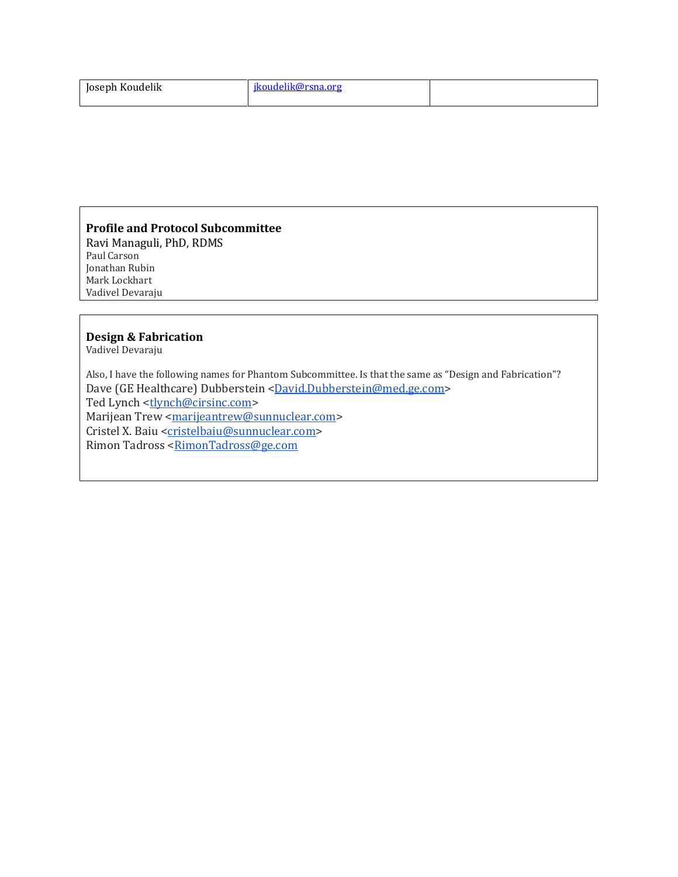| | | |
|---|---|---|
| Joseph Koudelik | jkoudelik@rsna.org | |

**Profile and Protocol Subcommittee**

Ravi Managuli, PhD, RDMS
Paul Carson
Jonathan Rubin
Mark Lockhart
Vadivel Devaraju

**Design & Fabrication**

Vadivel Devaraju

Also, I have the following names for Phantom Subcommittee. Is that the same as "Design and Fabrication"?

Dave (GE Healthcare) Dubberstein <David.Dubberstein@med.ge.com>
Ted Lynch <tlynch@cirsinc.com>
Marijean Trew <marijeantrew@sunnuclear.com>
Cristel X. Baiu <cristelbaiu@sunnuclear.com>
Rimon Tadross <RimonTadross@ge.com